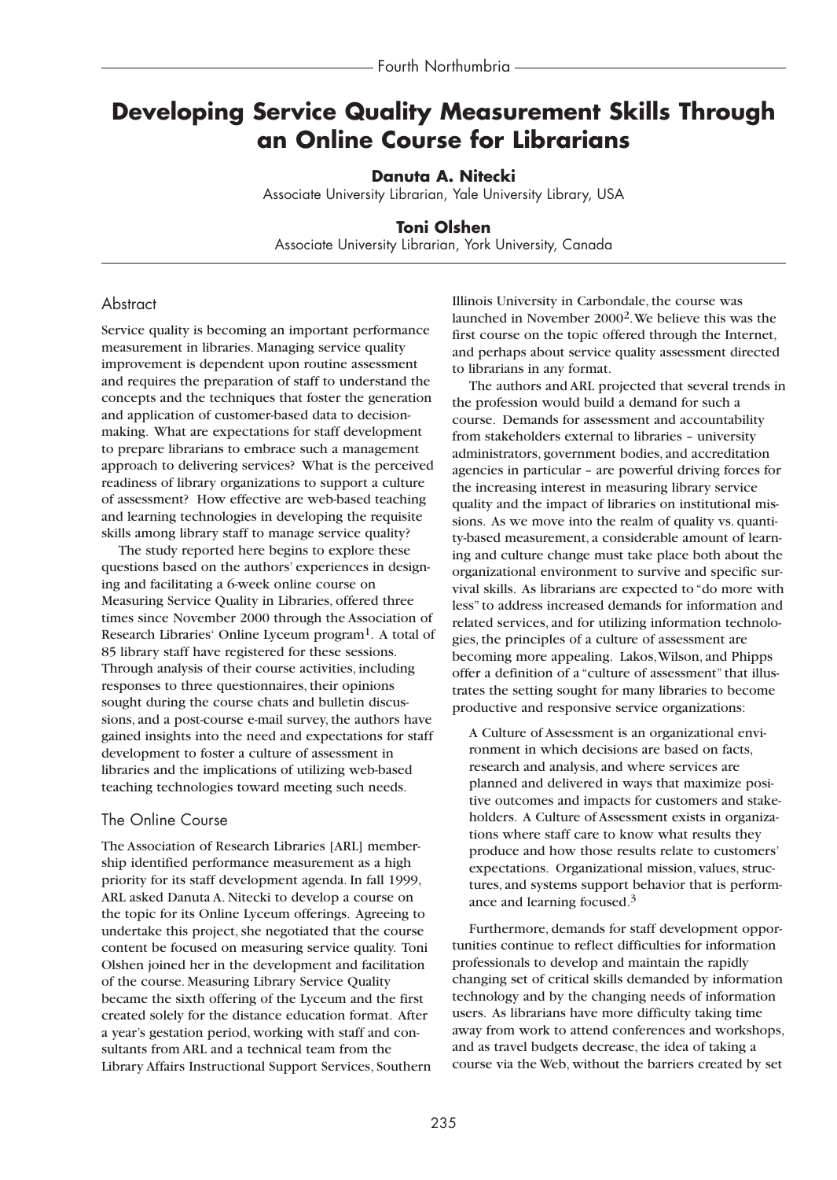# Developing Service Quality Measurement Skills Through an Online Course for Librarians

**Danuta A. Nitecki**
Associate University Librarian, Yale University Library, USA

**Toni Olshen**
Associate University Librarian, York University, Canada

## Abstract

Service quality is becoming an important performance measurement in libraries. Managing service quality improvement is dependent upon routine assessment and requires the preparation of staff to understand the concepts and the techniques that foster the generation and application of customer-based data to decision-making. What are expectations for staff development to prepare librarians to embrace such a management approach to delivering services? What is the perceived readiness of library organizations to support a culture of assessment? How effective are web-based teaching and learning technologies in developing the requisite skills among library staff to manage service quality?

The study reported here begins to explore these questions based on the authors' experiences in designing and facilitating a 6-week online course on Measuring Service Quality in Libraries, offered three times since November 2000 through the Association of Research Libraries' Online Lyceum program[1]. A total of 85 library staff have registered for these sessions. Through analysis of their course activities, including responses to three questionnaires, their opinions sought during the course chats and bulletin discussions, and a post-course e-mail survey, the authors have gained insights into the need and expectations for staff development to foster a culture of assessment in libraries and the implications of utilizing web-based teaching technologies toward meeting such needs.

## The Online Course

The Association of Research Libraries [ARL] membership identified performance measurement as a high priority for its staff development agenda. In fall 1999, ARL asked Danuta A. Nitecki to develop a course on the topic for its Online Lyceum offerings. Agreeing to undertake this project, she negotiated that the course content be focused on measuring service quality. Toni Olshen joined her in the development and facilitation of the course. Measuring Library Service Quality became the sixth offering of the Lyceum and the first created solely for the distance education format. After a year's gestation period, working with staff and consultants from ARL and a technical team from the Library Affairs Instructional Support Services, Southern Illinois University in Carbondale, the course was launched in November 2000[2]. We believe this was the first course on the topic offered through the Internet, and perhaps about service quality assessment directed to librarians in any format.

The authors and ARL projected that several trends in the profession would build a demand for such a course. Demands for assessment and accountability from stakeholders external to libraries – university administrators, government bodies, and accreditation agencies in particular – are powerful driving forces for the increasing interest in measuring library service quality and the impact of libraries on institutional missions. As we move into the realm of quality vs. quantity-based measurement, a considerable amount of learning and culture change must take place both about the organizational environment to survive and specific survival skills. As librarians are expected to "do more with less" to address increased demands for information and related services, and for utilizing information technologies, the principles of a culture of assessment are becoming more appealing. Lakos, Wilson, and Phipps offer a definition of a "culture of assessment" that illustrates the setting sought for many libraries to become productive and responsive service organizations:

> A Culture of Assessment is an organizational environment in which decisions are based on facts, research and analysis, and where services are planned and delivered in ways that maximize positive outcomes and impacts for customers and stakeholders. A Culture of Assessment exists in organizations where staff care to know what results they produce and how those results relate to customers' expectations. Organizational mission, values, structures, and systems support behavior that is performance and learning focused.[3]

Furthermore, demands for staff development opportunities continue to reflect difficulties for information professionals to develop and maintain the rapidly changing set of critical skills demanded by information technology and by the changing needs of information users. As librarians have more difficulty taking time away from work to attend conferences and workshops, and as travel budgets decrease, the idea of taking a course via the Web, without the barriers created by set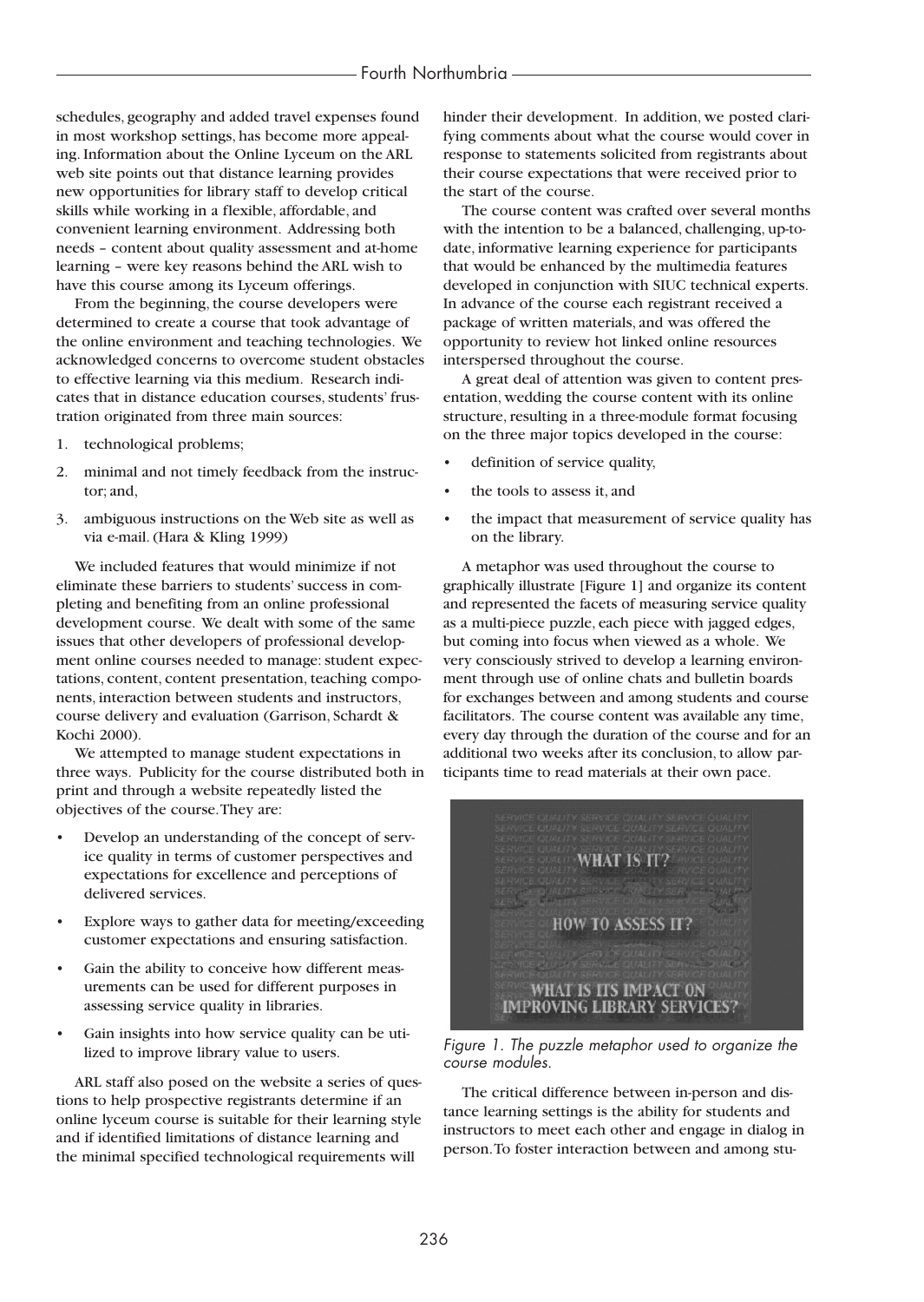schedules, geography and added travel expenses found in most workshop settings, has become more appealing. Information about the Online Lyceum on the ARL web site points out that distance learning provides new opportunities for library staff to develop critical skills while working in a flexible, affordable, and convenient learning environment. Addressing both needs – content about quality assessment and at-home learning – were key reasons behind the ARL wish to have this course among its Lyceum offerings.

From the beginning, the course developers were determined to create a course that took advantage of the online environment and teaching technologies. We acknowledged concerns to overcome student obstacles to effective learning via this medium. Research indicates that in distance education courses, students' frustration originated from three main sources:

1. technological problems;
2. minimal and not timely feedback from the instructor; and,
3. ambiguous instructions on the Web site as well as via e-mail. (Hara & Kling 1999)

We included features that would minimize if not eliminate these barriers to students' success in completing and benefiting from an online professional development course. We dealt with some of the same issues that other developers of professional development online courses needed to manage: student expectations, content, content presentation, teaching components, interaction between students and instructors, course delivery and evaluation (Garrison, Schardt & Kochi 2000).

We attempted to manage student expectations in three ways. Publicity for the course distributed both in print and through a website repeatedly listed the objectives of the course. They are:

- Develop an understanding of the concept of service quality in terms of customer perspectives and expectations for excellence and perceptions of delivered services.
- Explore ways to gather data for meeting/exceeding customer expectations and ensuring satisfaction.
- Gain the ability to conceive how different measurements can be used for different purposes in assessing service quality in libraries.
- Gain insights into how service quality can be utilized to improve library value to users.

ARL staff also posed on the website a series of questions to help prospective registrants determine if an online lyceum course is suitable for their learning style and if identified limitations of distance learning and the minimal specified technological requirements will hinder their development. In addition, we posted clarifying comments about what the course would cover in response to statements solicited from registrants about their course expectations that were received prior to the start of the course.

The course content was crafted over several months with the intention to be a balanced, challenging, up-to-date, informative learning experience for participants that would be enhanced by the multimedia features developed in conjunction with SIUC technical experts. In advance of the course each registrant received a package of written materials, and was offered the opportunity to review hot linked online resources interspersed throughout the course.

A great deal of attention was given to content presentation, wedding the course content with its online structure, resulting in a three-module format focusing on the three major topics developed in the course:

- definition of service quality,
- the tools to assess it, and
- the impact that measurement of service quality has on the library.

A metaphor was used throughout the course to graphically illustrate [Figure 1] and organize its content and represented the facets of measuring service quality as a multi-piece puzzle, each piece with jagged edges, but coming into focus when viewed as a whole. We very consciously strived to develop a learning environment through use of online chats and bulletin boards for exchanges between and among students and course facilitators. The course content was available any time, every day through the duration of the course and for an additional two weeks after its conclusion, to allow participants time to read materials at their own pace.

*Figure 1. The puzzle metaphor used to organize the course modules.*

The critical difference between in-person and distance learning settings is the ability for students and instructors to meet each other and engage in dialog in person. To foster interaction between and among stu-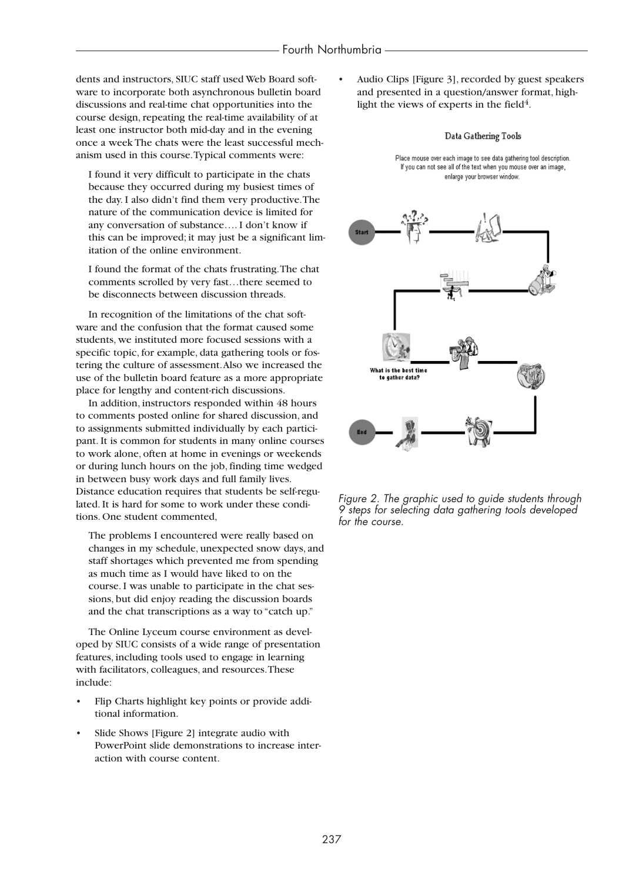dents and instructors, SIUC staff used Web Board software to incorporate both asynchronous bulletin board discussions and real-time chat opportunities into the course design, repeating the real-time availability of at least one instructor both mid-day and in the evening once a week The chats were the least successful mechanism used in this course. Typical comments were:

> I found it very difficult to participate in the chats because they occurred during my busiest times of the day. I also didn't find them very productive. The nature of the communication device is limited for any conversation of substance…. I don't know if this can be improved; it may just be a significant limitation of the online environment.
>
> I found the format of the chats frustrating. The chat comments scrolled by very fast…there seemed to be disconnects between discussion threads.

In recognition of the limitations of the chat software and the confusion that the format caused some students, we instituted more focused sessions with a specific topic, for example, data gathering tools or fostering the culture of assessment. Also we increased the use of the bulletin board feature as a more appropriate place for lengthy and content-rich discussions.

In addition, instructors responded within 48 hours to comments posted online for shared discussion, and to assignments submitted individually by each participant. It is common for students in many online courses to work alone, often at home in evenings or weekends or during lunch hours on the job, finding time wedged in between busy work days and full family lives. Distance education requires that students be self-regulated. It is hard for some to work under these conditions. One student commented,

> The problems I encountered were really based on changes in my schedule, unexpected snow days, and staff shortages which prevented me from spending as much time as I would have liked to on the course. I was unable to participate in the chat sessions, but did enjoy reading the discussion boards and the chat transcriptions as a way to "catch up."

The Online Lyceum course environment as developed by SIUC consists of a wide range of presentation features, including tools used to engage in learning with facilitators, colleagues, and resources. These include:

- Flip Charts highlight key points or provide additional information.
- Slide Shows [Figure 2] integrate audio with PowerPoint slide demonstrations to increase interaction with course content.
- Audio Clips [Figure 3], recorded by guest speakers and presented in a question/answer format, highlight the views of experts in the field[4].

Data Gathering Tools

Place mouse over each image to see data gathering tool description. If you can not see all of the text when you mouse over an image, enlarge your browser window.

Start

What is the best time to gather data?

End

*Figure 2. The graphic used to guide students through 9 steps for selecting data gathering tools developed for the course.*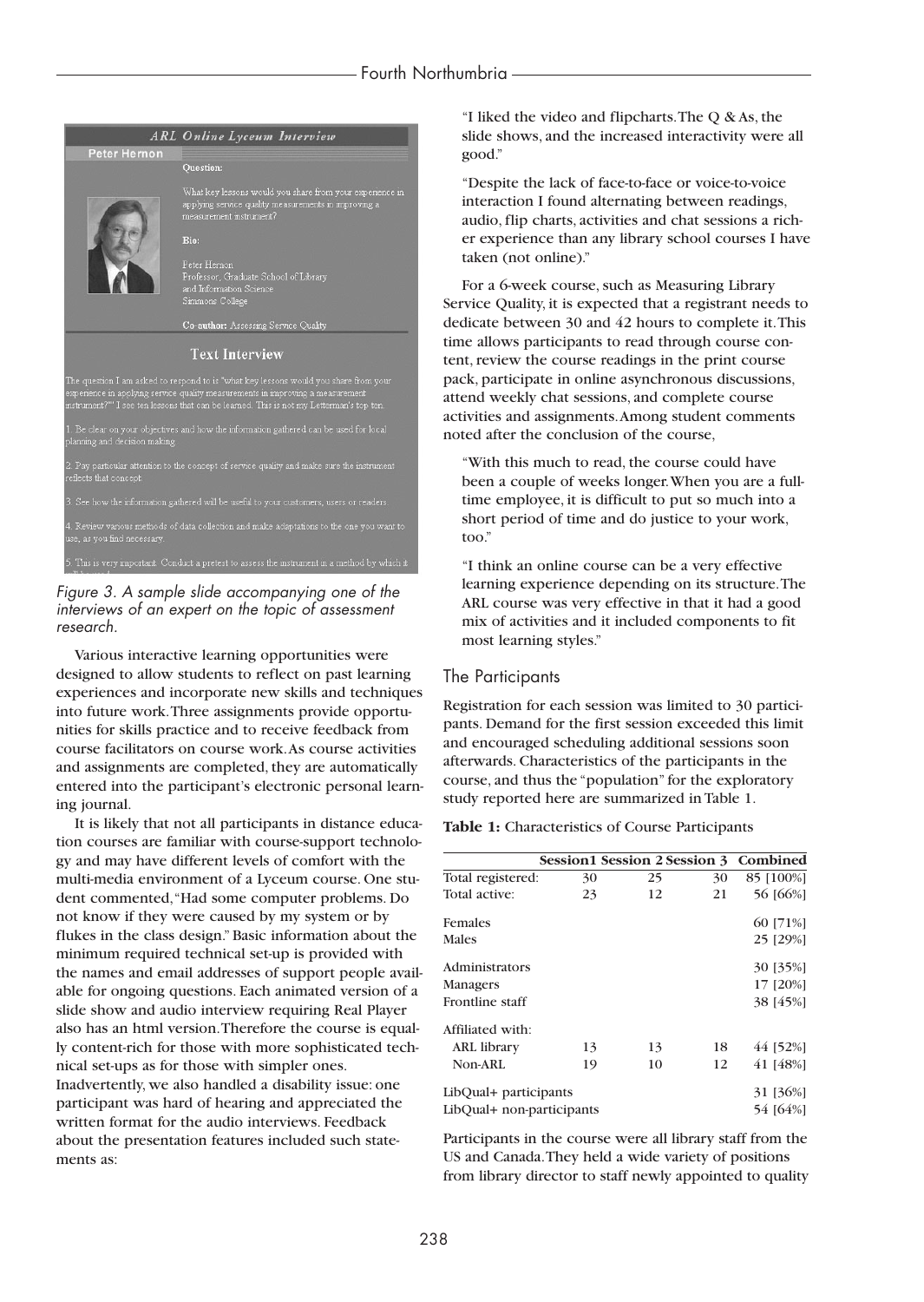ARL Online Lyceum Interview

Peter Hernon

Question:

What key lessons would you share from your experience in applying service quality measurements in improving a measurement instrument?

Bio:

Peter Hernon
Professor, Graduate School of Library and Information Science
Simmons College

Co-author: Assessing Service Quality

Text Interview

The question I am asked to respond to is "what key lessons would you share from your experience in applying service quality measurements in improving a measurement instrument?" I see ten lessons that can be learned. This is not my Letterman's top ten.

1. Be clear on your objectives and how the information gathered can be used for local planning and decision making.

2. Pay particular attention to the concept of service quality and make sure the instrument reflects that concept.

3. See how the information gathered will be useful to your customers, users or readers.

4. Review various methods of data collection and make adaptations to the one you want to use, as you find necessary.

5. This is very important. Conduct a pretest to assess the instrument in a method by which it

*Figure 3. A sample slide accompanying one of the interviews of an expert on the topic of assessment research.*

Various interactive learning opportunities were designed to allow students to reflect on past learning experiences and incorporate new skills and techniques into future work. Three assignments provide opportunities for skills practice and to receive feedback from course facilitators on course work. As course activities and assignments are completed, they are automatically entered into the participant's electronic personal learning journal.

It is likely that not all participants in distance education courses are familiar with course-support technology and may have different levels of comfort with the multi-media environment of a Lyceum course. One student commented, "Had some computer problems. Do not know if they were caused by my system or by flukes in the class design." Basic information about the minimum required technical set-up is provided with the names and email addresses of support people available for ongoing questions. Each animated version of a slide show and audio interview requiring Real Player also has an html version. Therefore the course is equally content-rich for those with more sophisticated technical set-ups as for those with simpler ones. Inadvertently, we also handled a disability issue: one participant was hard of hearing and appreciated the written format for the audio interviews. Feedback about the presentation features included such statements as:

> "I liked the video and flipcharts. The Q & As, the slide shows, and the increased interactivity were all good."

> "Despite the lack of face-to-face or voice-to-voice interaction I found alternating between readings, audio, flip charts, activities and chat sessions a richer experience than any library school courses I have taken (not online)."

For a 6-week course, such as Measuring Library Service Quality, it is expected that a registrant needs to dedicate between 30 and 42 hours to complete it. This time allows participants to read through course content, review the course readings in the print course pack, participate in online asynchronous discussions, attend weekly chat sessions, and complete course activities and assignments. Among student comments noted after the conclusion of the course,

> "With this much to read, the course could have been a couple of weeks longer. When you are a full-time employee, it is difficult to put so much into a short period of time and do justice to your work, too."

> "I think an online course can be a very effective learning experience depending on its structure. The ARL course was very effective in that it had a good mix of activities and it included components to fit most learning styles."

## The Participants

Registration for each session was limited to 30 participants. Demand for the first session exceeded this limit and encouraged scheduling additional sessions soon afterwards. Characteristics of the participants in the course, and thus the "population" for the exploratory study reported here are summarized in Table 1.

**Table 1:** Characteristics of Course Participants

| | Session1 | Session 2 | Session 3 | Combined |
|---|---|---|---|---|
| Total registered: | 30 | 25 | 30 | 85 [100%] |
| Total active: | 23 | 12 | 21 | 56 [66%] |
| Females | | | | 60 [71%] |
| Males | | | | 25 [29%] |
| Administrators | | | | 30 [35%] |
| Managers | | | | 17 [20%] |
| Frontline staff | | | | 38 [45%] |
| Affiliated with: | | | | |
| ARL library | 13 | 13 | 18 | 44 [52%] |
| Non-ARL | 19 | 10 | 12 | 41 [48%] |
| LibQual+ participants | | | | 31 [36%] |
| LibQual+ non-participants | | | | 54 [64%] |

Participants in the course were all library staff from the US and Canada. They held a wide variety of positions from library director to staff newly appointed to quality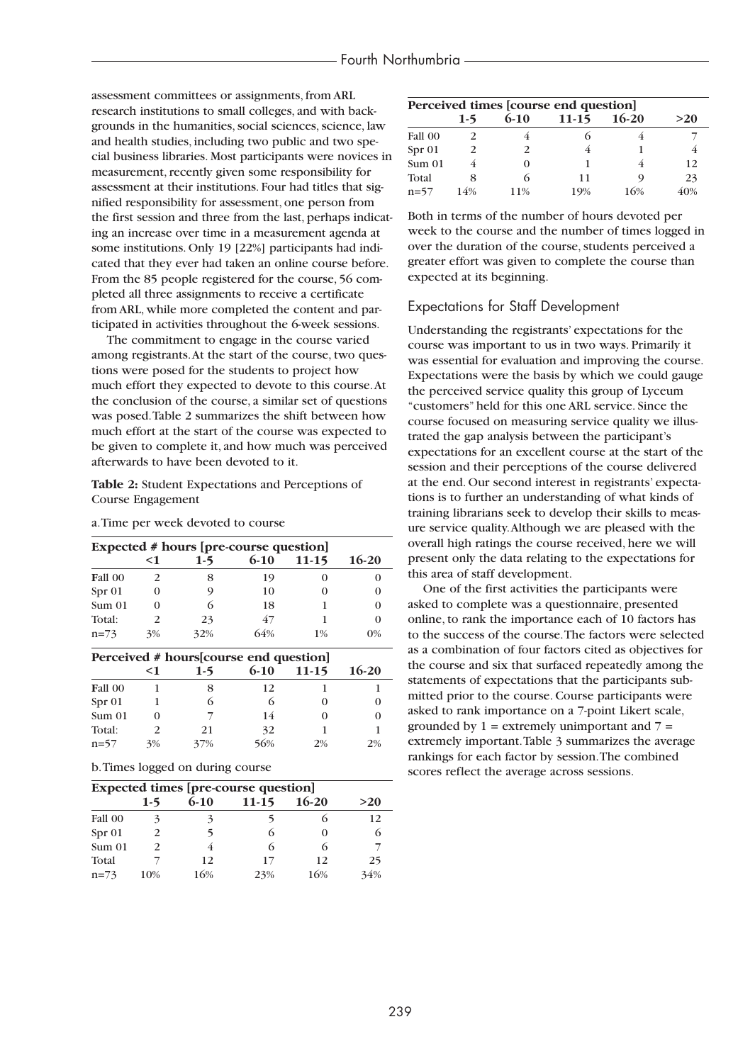assessment committees or assignments, from ARL research institutions to small colleges, and with backgrounds in the humanities, social sciences, science, law and health studies, including two public and two special business libraries. Most participants were novices in measurement, recently given some responsibility for assessment at their institutions. Four had titles that signified responsibility for assessment, one person from the first session and three from the last, perhaps indicating an increase over time in a measurement agenda at some institutions. Only 19 [22%] participants had indicated that they ever had taken an online course before. From the 85 people registered for the course, 56 completed all three assignments to receive a certificate from ARL, while more completed the content and participated in activities throughout the 6-week sessions.

The commitment to engage in the course varied among registrants. At the start of the course, two questions were posed for the students to project how much effort they expected to devote to this course. At the conclusion of the course, a similar set of questions was posed. Table 2 summarizes the shift between how much effort at the start of the course was expected to be given to complete it, and how much was perceived afterwards to have been devoted to it.

**Table 2:** Student Expectations and Perceptions of Course Engagement

a. Time per week devoted to course

| **Expected # hours [pre-course question]** | | | | | |
|---|---|---|---|---|---|
| | **<1** | **1-5** | **6-10** | **11-15** | **16-20** |
| **F**all 00 | 2 | 8 | 19 | 0 | 0 |
| Spr 01 | 0 | 9 | 10 | 0 | 0 |
| Sum 01 | 0 | 6 | 18 | 1 | 0 |
| Total: | 2 | 23 | 47 | 1 | 0 |
| n=73 | 3% | 32% | 64% | 1% | 0% |

| **Perceived # hours[course end question]** | | | | | |
|---|---|---|---|---|---|
| | **<1** | **1-5** | **6-10** | **11-15** | **16-20** |
| **F**all 00 | 1 | 8 | 12 | 1 | 1 |
| Spr 01 | 1 | 6 | 6 | 0 | 0 |
| Sum 01 | 0 | 7 | 14 | 0 | 0 |
| Total: | 2 | 21 | 32 | 1 | 1 |
| n=57 | 3% | 37% | 56% | 2% | 2% |

b. Times logged on during course

| **Expected times [pre-course question]** | | | | | |
|---|---|---|---|---|---|
| | **1-5** | **6-10** | **11-15** | **16-20** | **>20** |
| Fall 00 | 3 | 3 | 5 | 6 | 12 |
| Spr 01 | 2 | 5 | 6 | 0 | 6 |
| Sum 01 | 2 | 4 | 6 | 6 | 7 |
| Total | 7 | 12 | 17 | 12 | 25 |
| n=73 | 10% | 16% | 23% | 16% | 34% |

| **Perceived times [course end question]** | | | | | |
|---|---|---|---|---|---|
| | **1-5** | **6-10** | **11-15** | **16-20** | **>20** |
| Fall 00 | 2 | 4 | 6 | 4 | 7 |
| Spr 01 | 2 | 2 | 4 | 1 | 4 |
| Sum 01 | 4 | 0 | 1 | 4 | 12 |
| Total | 8 | 6 | 11 | 9 | 23 |
| n=57 | 14% | 11% | 19% | 16% | 40% |

Both in terms of the number of hours devoted per week to the course and the number of times logged in over the duration of the course, students perceived a greater effort was given to complete the course than expected at its beginning.

## Expectations for Staff Development

Understanding the registrants' expectations for the course was important to us in two ways. Primarily it was essential for evaluation and improving the course. Expectations were the basis by which we could gauge the perceived service quality this group of Lyceum "customers" held for this one ARL service. Since the course focused on measuring service quality we illustrated the gap analysis between the participant's expectations for an excellent course at the start of the session and their perceptions of the course delivered at the end. Our second interest in registrants' expectations is to further an understanding of what kinds of training librarians seek to develop their skills to measure service quality. Although we are pleased with the overall high ratings the course received, here we will present only the data relating to the expectations for this area of staff development.

One of the first activities the participants were asked to complete was a questionnaire, presented online, to rank the importance each of 10 factors has to the success of the course. The factors were selected as a combination of four factors cited as objectives for the course and six that surfaced repeatedly among the statements of expectations that the participants submitted prior to the course. Course participants were asked to rank importance on a 7-point Likert scale, grounded by 1 = extremely unimportant and 7 = extremely important. Table 3 summarizes the average rankings for each factor by session. The combined scores reflect the average across sessions.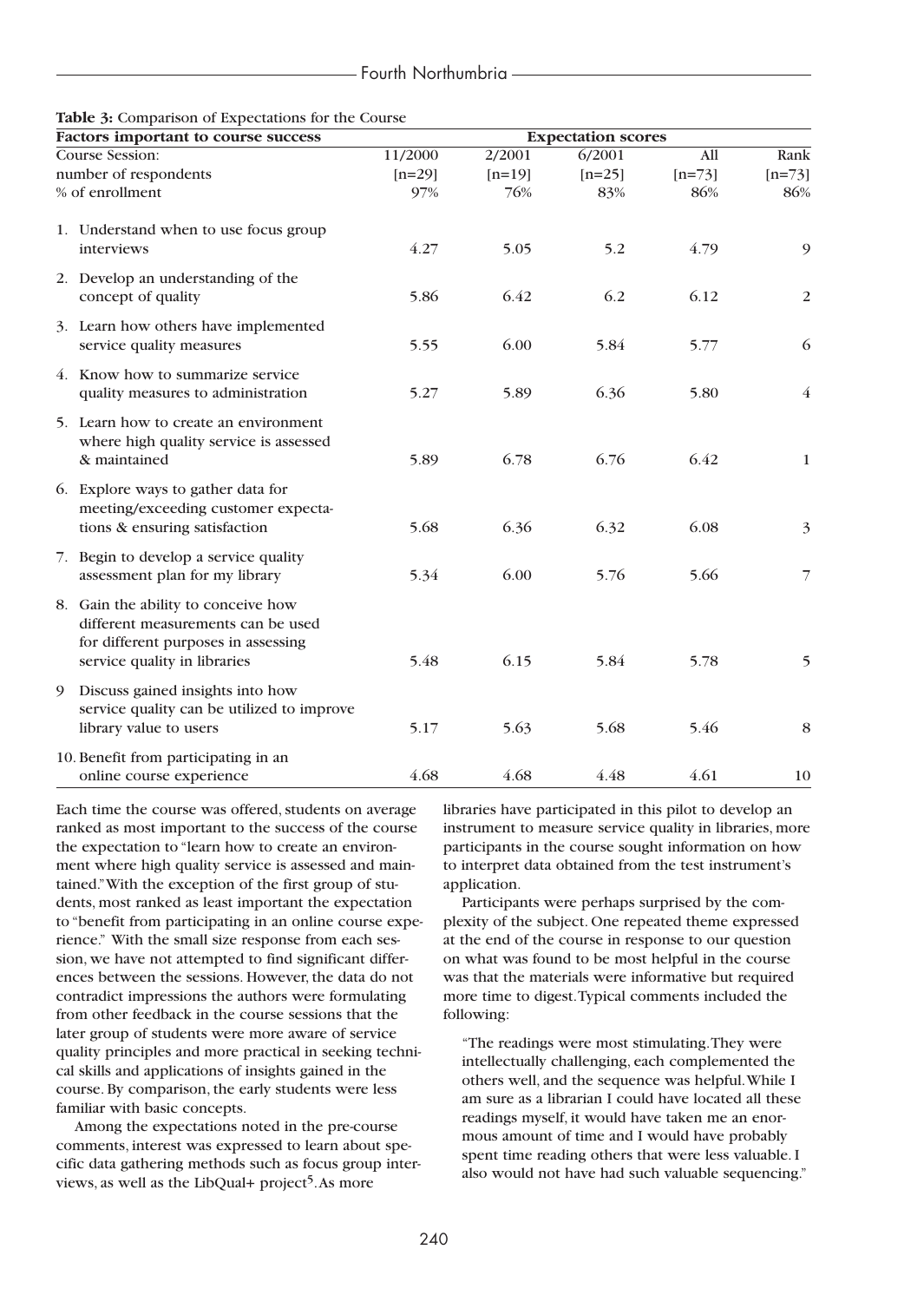**Table 3:** Comparison of Expectations for the Course

| Factors important to course success | Expectation scores | | | | |
|---|---|---|---|---|---|
| Course Session: | 11/2000 | 2/2001 | 6/2001 | All | Rank |
| number of respondents | [n=29] | [n=19] | [n=25] | [n=73] | [n=73] |
| % of enrollment | 97% | 76% | 83% | 86% | 86% |
| 1. Understand when to use focus group interviews | 4.27 | 5.05 | 5.2 | 4.79 | 9 |
| 2. Develop an understanding of the concept of quality | 5.86 | 6.42 | 6.2 | 6.12 | 2 |
| 3. Learn how others have implemented service quality measures | 5.55 | 6.00 | 5.84 | 5.77 | 6 |
| 4. Know how to summarize service quality measures to administration | 5.27 | 5.89 | 6.36 | 5.80 | 4 |
| 5. Learn how to create an environment where high quality service is assessed & maintained | 5.89 | 6.78 | 6.76 | 6.42 | 1 |
| 6. Explore ways to gather data for meeting/exceeding customer expectations & ensuring satisfaction | 5.68 | 6.36 | 6.32 | 6.08 | 3 |
| 7. Begin to develop a service quality assessment plan for my library | 5.34 | 6.00 | 5.76 | 5.66 | 7 |
| 8. Gain the ability to conceive how different measurements can be used for different purposes in assessing service quality in libraries | 5.48 | 6.15 | 5.84 | 5.78 | 5 |
| 9 Discuss gained insights into how service quality can be utilized to improve library value to users | 5.17 | 5.63 | 5.68 | 5.46 | 8 |
| 10. Benefit from participating in an online course experience | 4.68 | 4.68 | 4.48 | 4.61 | 10 |

Each time the course was offered, students on average ranked as most important to the success of the course the expectation to "learn how to create an environment where high quality service is assessed and maintained." With the exception of the first group of students, most ranked as least important the expectation to "benefit from participating in an online course experience." With the small size response from each session, we have not attempted to find significant differences between the sessions. However, the data do not contradict impressions the authors were formulating from other feedback in the course sessions that the later group of students were more aware of service quality principles and more practical in seeking technical skills and applications of insights gained in the course. By comparison, the early students were less familiar with basic concepts.

Among the expectations noted in the pre-course comments, interest was expressed to learn about specific data gathering methods such as focus group interviews, as well as the LibQual+ project[5]. As more libraries have participated in this pilot to develop an instrument to measure service quality in libraries, more participants in the course sought information on how to interpret data obtained from the test instrument's application.

Participants were perhaps surprised by the complexity of the subject. One repeated theme expressed at the end of the course in response to our question on what was found to be most helpful in the course was that the materials were informative but required more time to digest. Typical comments included the following:

> "The readings were most stimulating. They were intellectually challenging, each complemented the others well, and the sequence was helpful. While I am sure as a librarian I could have located all these readings myself, it would have taken me an enormous amount of time and I would have probably spent time reading others that were less valuable. I also would not have had such valuable sequencing."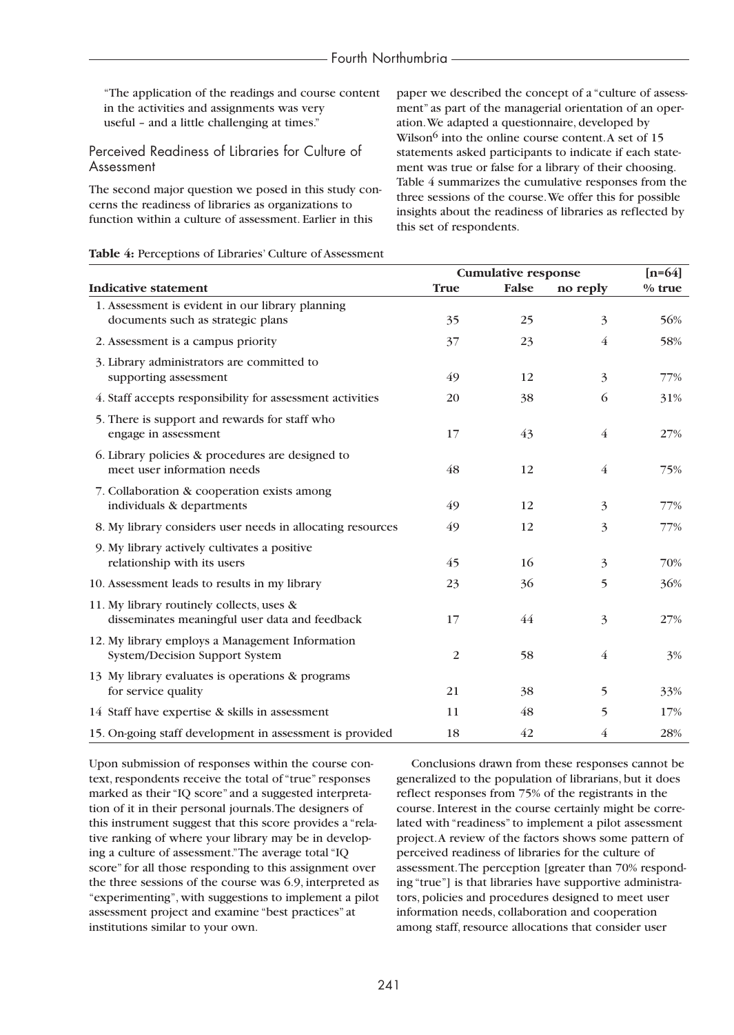"The application of the readings and course content in the activities and assignments was very useful – and a little challenging at times."

## Perceived Readiness of Libraries for Culture of Assessment

The second major question we posed in this study concerns the readiness of libraries as organizations to function within a culture of assessment. Earlier in this paper we described the concept of a "culture of assessment" as part of the managerial orientation of an operation. We adapted a questionnaire, developed by Wilson[6] into the online course content. A set of 15 statements asked participants to indicate if each statement was true or false for a library of their choosing. Table 4 summarizes the cumulative responses from the three sessions of the course. We offer this for possible insights about the readiness of libraries as reflected by this set of respondents.

**Table 4:** Perceptions of Libraries' Culture of Assessment

| | Cumulative response | | | [n=64] |
|---|---|---|---|---|
| **Indicative statement** | **True** | **False** | **no reply** | **% true** |
| 1. Assessment is evident in our library planning documents such as strategic plans | 35 | 25 | 3 | 56% |
| 2. Assessment is a campus priority | 37 | 23 | 4 | 58% |
| 3. Library administrators are committed to supporting assessment | 49 | 12 | 3 | 77% |
| 4. Staff accepts responsibility for assessment activities | 20 | 38 | 6 | 31% |
| 5. There is support and rewards for staff who engage in assessment | 17 | 43 | 4 | 27% |
| 6. Library policies & procedures are designed to meet user information needs | 48 | 12 | 4 | 75% |
| 7. Collaboration & cooperation exists among individuals & departments | 49 | 12 | 3 | 77% |
| 8. My library considers user needs in allocating resources | 49 | 12 | 3 | 77% |
| 9. My library actively cultivates a positive relationship with its users | 45 | 16 | 3 | 70% |
| 10. Assessment leads to results in my library | 23 | 36 | 5 | 36% |
| 11. My library routinely collects, uses & disseminates meaningful user data and feedback | 17 | 44 | 3 | 27% |
| 12. My library employs a Management Information System/Decision Support System | 2 | 58 | 4 | 3% |
| 13 My library evaluates is operations & programs for service quality | 21 | 38 | 5 | 33% |
| 14 Staff have expertise & skills in assessment | 11 | 48 | 5 | 17% |
| 15. On-going staff development in assessment is provided | 18 | 42 | 4 | 28% |

Upon submission of responses within the course context, respondents receive the total of "true" responses marked as their "IQ score" and a suggested interpretation of it in their personal journals. The designers of this instrument suggest that this score provides a "relative ranking of where your library may be in developing a culture of assessment." The average total "IQ score" for all those responding to this assignment over the three sessions of the course was 6.9, interpreted as "experimenting", with suggestions to implement a pilot assessment project and examine "best practices" at institutions similar to your own.

Conclusions drawn from these responses cannot be generalized to the population of librarians, but it does reflect responses from 75% of the registrants in the course. Interest in the course certainly might be correlated with "readiness" to implement a pilot assessment project. A review of the factors shows some pattern of perceived readiness of libraries for the culture of assessment. The perception [greater than 70% responding "true"] is that libraries have supportive administrators, policies and procedures designed to meet user information needs, collaboration and cooperation among staff, resource allocations that consider user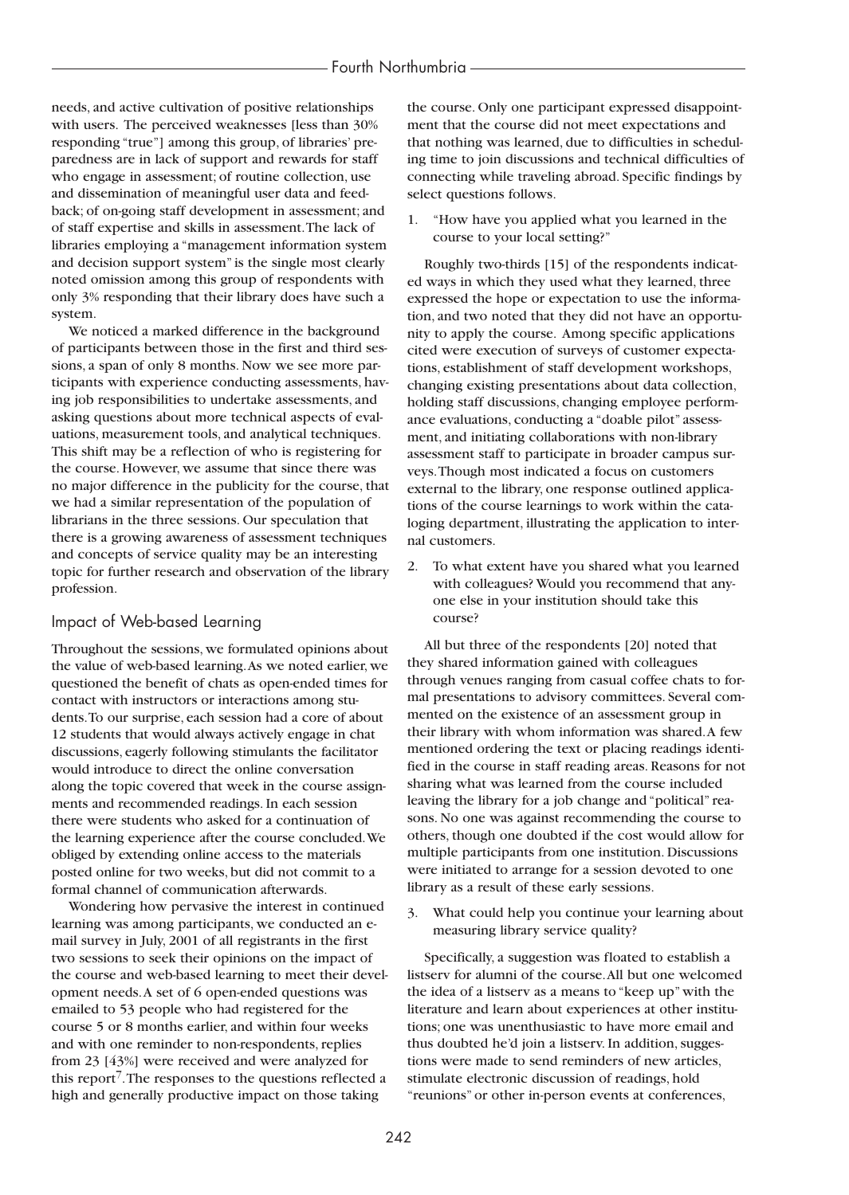needs, and active cultivation of positive relationships with users. The perceived weaknesses [less than 30% responding "true"] among this group, of libraries' preparedness are in lack of support and rewards for staff who engage in assessment; of routine collection, use and dissemination of meaningful user data and feedback; of on-going staff development in assessment; and of staff expertise and skills in assessment. The lack of libraries employing a "management information system and decision support system" is the single most clearly noted omission among this group of respondents with only 3% responding that their library does have such a system.

We noticed a marked difference in the background of participants between those in the first and third sessions, a span of only 8 months. Now we see more participants with experience conducting assessments, having job responsibilities to undertake assessments, and asking questions about more technical aspects of evaluations, measurement tools, and analytical techniques. This shift may be a reflection of who is registering for the course. However, we assume that since there was no major difference in the publicity for the course, that we had a similar representation of the population of librarians in the three sessions. Our speculation that there is a growing awareness of assessment techniques and concepts of service quality may be an interesting topic for further research and observation of the library profession.

## Impact of Web-based Learning

Throughout the sessions, we formulated opinions about the value of web-based learning. As we noted earlier, we questioned the benefit of chats as open-ended times for contact with instructors or interactions among students. To our surprise, each session had a core of about 12 students that would always actively engage in chat discussions, eagerly following stimulants the facilitator would introduce to direct the online conversation along the topic covered that week in the course assignments and recommended readings. In each session there were students who asked for a continuation of the learning experience after the course concluded. We obliged by extending online access to the materials posted online for two weeks, but did not commit to a formal channel of communication afterwards.

Wondering how pervasive the interest in continued learning was among participants, we conducted an e-mail survey in July, 2001 of all registrants in the first two sessions to seek their opinions on the impact of the course and web-based learning to meet their development needs. A set of 6 open-ended questions was emailed to 53 people who had registered for the course 5 or 8 months earlier, and within four weeks and with one reminder to non-respondents, replies from 23 [43%] were received and were analyzed for this report[7]. The responses to the questions reflected a high and generally productive impact on those taking the course. Only one participant expressed disappointment that the course did not meet expectations and that nothing was learned, due to difficulties in scheduling time to join discussions and technical difficulties of connecting while traveling abroad. Specific findings by select questions follows.

1. "How have you applied what you learned in the course to your local setting?"

Roughly two-thirds [15] of the respondents indicated ways in which they used what they learned, three expressed the hope or expectation to use the information, and two noted that they did not have an opportunity to apply the course. Among specific applications cited were execution of surveys of customer expectations, establishment of staff development workshops, changing existing presentations about data collection, holding staff discussions, changing employee performance evaluations, conducting a "doable pilot" assessment, and initiating collaborations with non-library assessment staff to participate in broader campus surveys. Though most indicated a focus on customers external to the library, one response outlined applications of the course learnings to work within the cataloging department, illustrating the application to internal customers.

2. To what extent have you shared what you learned with colleagues? Would you recommend that anyone else in your institution should take this course?

All but three of the respondents [20] noted that they shared information gained with colleagues through venues ranging from casual coffee chats to formal presentations to advisory committees. Several commented on the existence of an assessment group in their library with whom information was shared. A few mentioned ordering the text or placing readings identified in the course in staff reading areas. Reasons for not sharing what was learned from the course included leaving the library for a job change and "political" reasons. No one was against recommending the course to others, though one doubted if the cost would allow for multiple participants from one institution. Discussions were initiated to arrange for a session devoted to one library as a result of these early sessions.

3. What could help you continue your learning about measuring library service quality?

Specifically, a suggestion was floated to establish a listserv for alumni of the course. All but one welcomed the idea of a listserv as a means to "keep up" with the literature and learn about experiences at other institutions; one was unenthusiastic to have more email and thus doubted he'd join a listserv. In addition, suggestions were made to send reminders of new articles, stimulate electronic discussion of readings, hold "reunions" or other in-person events at conferences,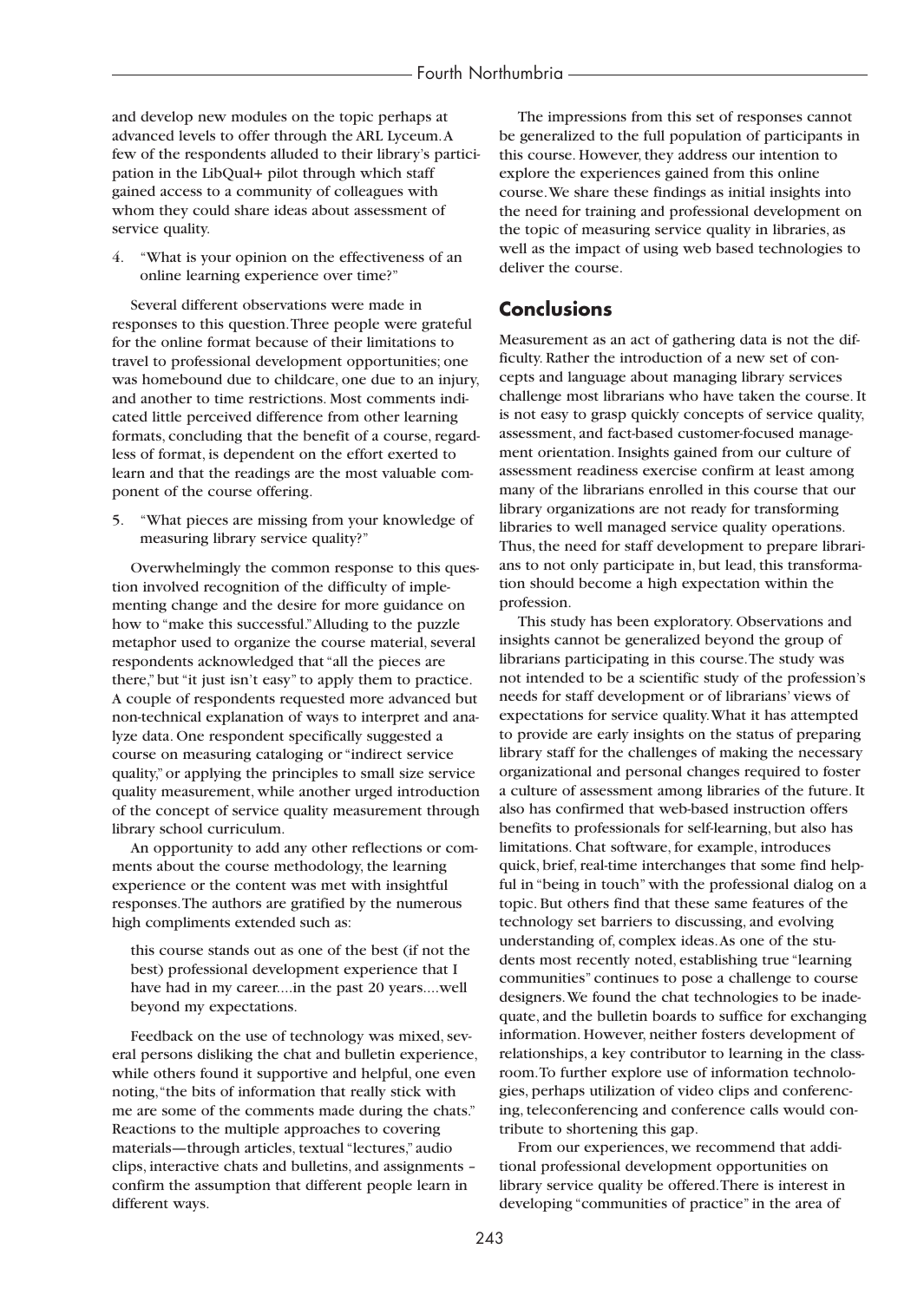and develop new modules on the topic perhaps at advanced levels to offer through the ARL Lyceum. A few of the respondents alluded to their library's participation in the LibQual+ pilot through which staff gained access to a community of colleagues with whom they could share ideas about assessment of service quality.

4. "What is your opinion on the effectiveness of an online learning experience over time?"

Several different observations were made in responses to this question. Three people were grateful for the online format because of their limitations to travel to professional development opportunities; one was homebound due to childcare, one due to an injury, and another to time restrictions. Most comments indicated little perceived difference from other learning formats, concluding that the benefit of a course, regardless of format, is dependent on the effort exerted to learn and that the readings are the most valuable component of the course offering.

5. "What pieces are missing from your knowledge of measuring library service quality?"

Overwhelmingly the common response to this question involved recognition of the difficulty of implementing change and the desire for more guidance on how to "make this successful." Alluding to the puzzle metaphor used to organize the course material, several respondents acknowledged that "all the pieces are there," but "it just isn't easy" to apply them to practice. A couple of respondents requested more advanced but non-technical explanation of ways to interpret and analyze data. One respondent specifically suggested a course on measuring cataloging or "indirect service quality," or applying the principles to small size service quality measurement, while another urged introduction of the concept of service quality measurement through library school curriculum.

An opportunity to add any other reflections or comments about the course methodology, the learning experience or the content was met with insightful responses. The authors are gratified by the numerous high compliments extended such as:

> this course stands out as one of the best (if not the best) professional development experience that I have had in my career....in the past 20 years....well beyond my expectations.

Feedback on the use of technology was mixed, several persons disliking the chat and bulletin experience, while others found it supportive and helpful, one even noting, "the bits of information that really stick with me are some of the comments made during the chats." Reactions to the multiple approaches to covering materials—through articles, textual "lectures," audio clips, interactive chats and bulletins, and assignments – confirm the assumption that different people learn in different ways.

The impressions from this set of responses cannot be generalized to the full population of participants in this course. However, they address our intention to explore the experiences gained from this online course. We share these findings as initial insights into the need for training and professional development on the topic of measuring service quality in libraries, as well as the impact of using web based technologies to deliver the course.

## Conclusions

Measurement as an act of gathering data is not the difficulty. Rather the introduction of a new set of concepts and language about managing library services challenge most librarians who have taken the course. It is not easy to grasp quickly concepts of service quality, assessment, and fact-based customer-focused management orientation. Insights gained from our culture of assessment readiness exercise confirm at least among many of the librarians enrolled in this course that our library organizations are not ready for transforming libraries to well managed service quality operations. Thus, the need for staff development to prepare librarians to not only participate in, but lead, this transformation should become a high expectation within the profession.

This study has been exploratory. Observations and insights cannot be generalized beyond the group of librarians participating in this course. The study was not intended to be a scientific study of the profession's needs for staff development or of librarians' views of expectations for service quality. What it has attempted to provide are early insights on the status of preparing library staff for the challenges of making the necessary organizational and personal changes required to foster a culture of assessment among libraries of the future. It also has confirmed that web-based instruction offers benefits to professionals for self-learning, but also has limitations. Chat software, for example, introduces quick, brief, real-time interchanges that some find helpful in "being in touch" with the professional dialog on a topic. But others find that these same features of the technology set barriers to discussing, and evolving understanding of, complex ideas. As one of the students most recently noted, establishing true "learning communities" continues to pose a challenge to course designers. We found the chat technologies to be inadequate, and the bulletin boards to suffice for exchanging information. However, neither fosters development of relationships, a key contributor to learning in the classroom. To further explore use of information technologies, perhaps utilization of video clips and conferencing, teleconferencing and conference calls would contribute to shortening this gap.

From our experiences, we recommend that additional professional development opportunities on library service quality be offered. There is interest in developing "communities of practice" in the area of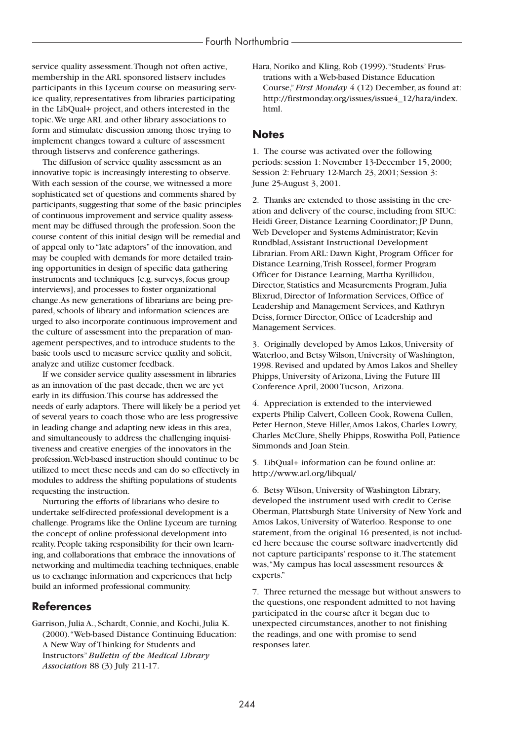service quality assessment. Though not often active, membership in the ARL sponsored listserv includes participants in this Lyceum course on measuring service quality, representatives from libraries participating in the LibQual+ project, and others interested in the topic. We urge ARL and other library associations to form and stimulate discussion among those trying to implement changes toward a culture of assessment through listservs and conference gatherings.

The diffusion of service quality assessment as an innovative topic is increasingly interesting to observe. With each session of the course, we witnessed a more sophisticated set of questions and comments shared by participants, suggesting that some of the basic principles of continuous improvement and service quality assessment may be diffused through the profession. Soon the course content of this initial design will be remedial and of appeal only to "late adaptors" of the innovation, and may be coupled with demands for more detailed training opportunities in design of specific data gathering instruments and techniques [e.g. surveys, focus group interviews], and processes to foster organizational change. As new generations of librarians are being prepared, schools of library and information sciences are urged to also incorporate continuous improvement and the culture of assessment into the preparation of management perspectives, and to introduce students to the basic tools used to measure service quality and solicit, analyze and utilize customer feedback.

If we consider service quality assessment in libraries as an innovation of the past decade, then we are yet early in its diffusion. This course has addressed the needs of early adaptors. There will likely be a period yet of several years to coach those who are less progressive in leading change and adapting new ideas in this area, and simultaneously to address the challenging inquisitiveness and creative energies of the innovators in the profession. Web-based instruction should continue to be utilized to meet these needs and can do so effectively in modules to address the shifting populations of students requesting the instruction.

Nurturing the efforts of librarians who desire to undertake self-directed professional development is a challenge. Programs like the Online Lyceum are turning the concept of online professional development into reality. People taking responsibility for their own learning, and collaborations that embrace the innovations of networking and multimedia teaching techniques, enable us to exchange information and experiences that help build an informed professional community.

## References

Garrison, Julia A., Schardt, Connie, and Kochi, Julia K. (2000). "Web-based Distance Continuing Education: A New Way of Thinking for Students and Instructors" *Bulletin of the Medical Library Association* 88 (3) July 211-17.

Hara, Noriko and Kling, Rob (1999). "Students' Frustrations with a Web-based Distance Education Course," *First Monday* 4 (12) December, as found at: http://firstmonday.org/issues/issue4_12/hara/index.html.

## Notes

1. The course was activated over the following periods: session 1: November 13-December 15, 2000; Session 2: February 12-March 23, 2001; Session 3: June 25-August 3, 2001.

2. Thanks are extended to those assisting in the creation and delivery of the course, including from SIUC: Heidi Greer, Distance Learning Coordinator; JP Dunn, Web Developer and Systems Administrator; Kevin Rundblad, Assistant Instructional Development Librarian. From ARL: Dawn Kight, Program Officer for Distance Learning, Trish Rosseel, former Program Officer for Distance Learning, Martha Kyrillidou, Director, Statistics and Measurements Program, Julia Blixrud, Director of Information Services, Office of Leadership and Management Services, and Kathryn Deiss, former Director, Office of Leadership and Management Services.

3. Originally developed by Amos Lakos, University of Waterloo, and Betsy Wilson, University of Washington, 1998. Revised and updated by Amos Lakos and Shelley Phipps, University of Arizona, Living the Future III Conference April, 2000 Tucson, Arizona.

4. Appreciation is extended to the interviewed experts Philip Calvert, Colleen Cook, Rowena Cullen, Peter Hernon, Steve Hiller, Amos Lakos, Charles Lowry, Charles McClure, Shelly Phipps, Roswitha Poll, Patience Simmonds and Joan Stein.

5. LibQual+ information can be found online at: http://www.arl.org/libqual/

6. Betsy Wilson, University of Washington Library, developed the instrument used with credit to Cerise Oberman, Plattsburgh State University of New York and Amos Lakos, University of Waterloo. Response to one statement, from the original 16 presented, is not included here because the course software inadvertently did not capture participants' response to it. The statement was, "My campus has local assessment resources & experts."

7. Three returned the message but without answers to the questions, one respondent admitted to not having participated in the course after it began due to unexpected circumstances, another to not finishing the readings, and one with promise to send responses later.